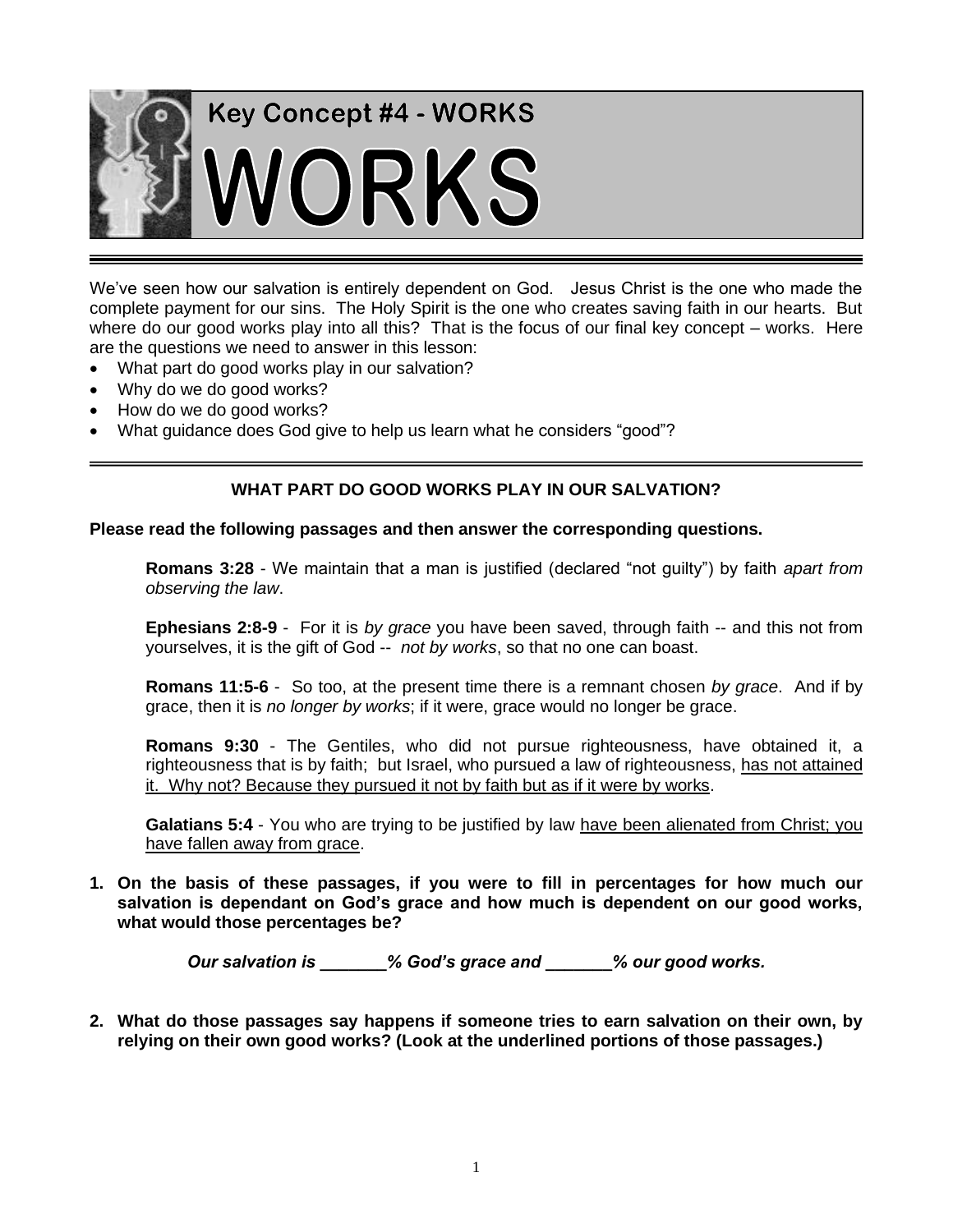# Key Concept #4 - WORKS

# WORKS

We've seen how our salvation is entirely dependent on God. Jesus Christ is the one who made the complete payment for our sins. The Holy Spirit is the one who creates saving faith in our hearts. But where do our good works play into all this? That is the focus of our final key concept – works. Here are the questions we need to answer in this lesson:

- What part do good works play in our salvation?
- Why do we do good works?
- How do we do good works?
- What guidance does God give to help us learn what he considers "good"?

---

## WHAT PART DO GOOD WORKS PLAY IN OUR SALVATION?

**Please read the following passages and then answer the corresponding questions.**

> **Romans 3:28** - We maintain that a man is justified (declared "not guilty") by faith *apart from observing the law*.
>
> **Ephesians 2:8-9** - For it is *by grace* you have been saved, through faith -- and this not from yourselves, it is the gift of God -- *not by works*, so that no one can boast.
>
> **Romans 11:5-6** - So too, at the present time there is a remnant chosen *by grace*. And if by grace, then it is *no longer by works*; if it were, grace would no longer be grace.
>
> **Romans 9:30** - The Gentiles, who did not pursue righteousness, have obtained it, a righteousness that is by faith; but Israel, who pursued a law of righteousness, <u>has not attained it. Why not? Because they pursued it not by faith but as if it were by works</u>.
>
> **Galatians 5:4** - You who are trying to be justified by law <u>have been alienated from Christ; you have fallen away from grace</u>.

**1. On the basis of these passages, if you were to fill in percentages for how much our salvation is dependant on God's grace and how much is dependent on our good works, what would those percentages be?**

***Our salvation is _______% God's grace and _______% our good works.***

**2. What do those passages say happens if someone tries to earn salvation on their own, by relying on their own good works? (Look at the underlined portions of those passages.)**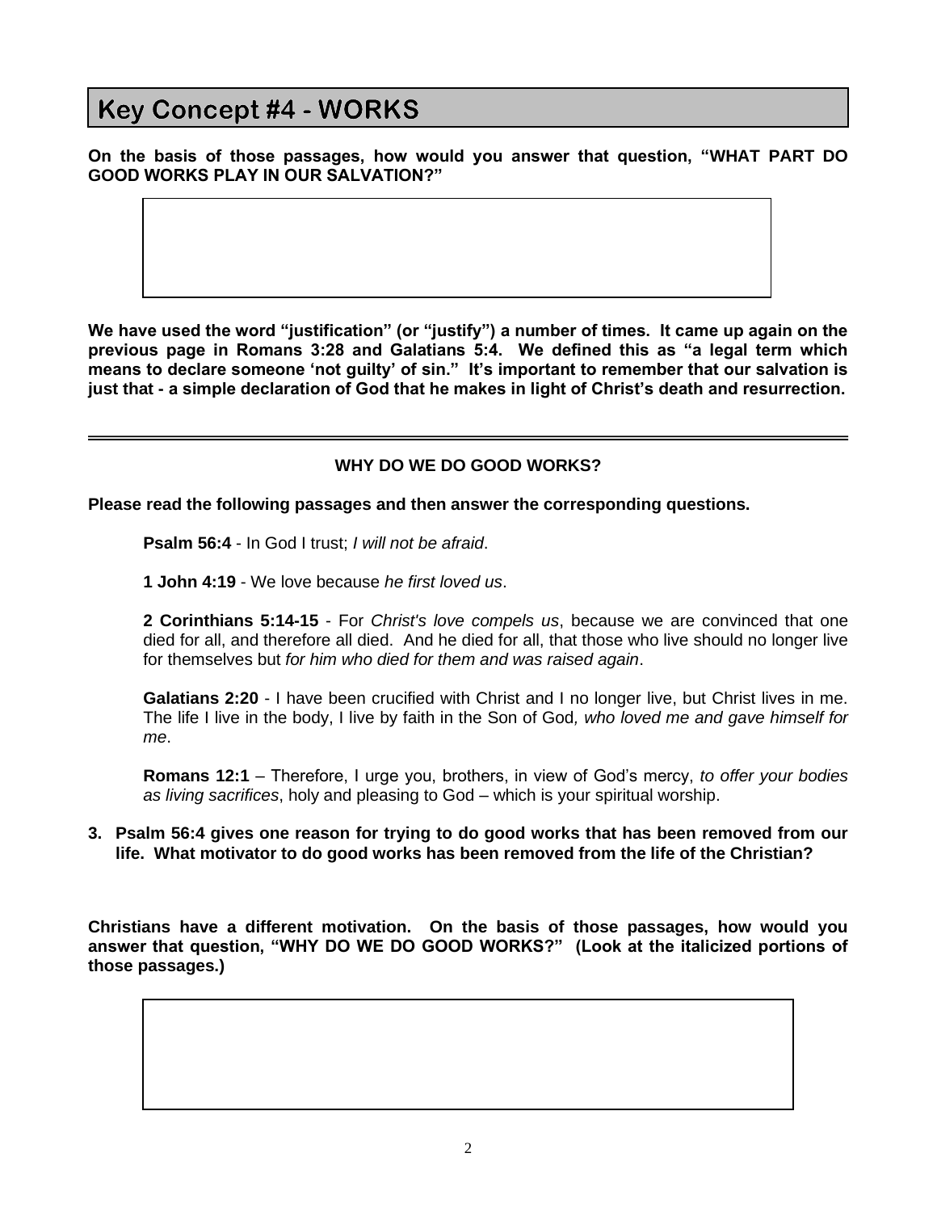# Key Concept #4 - WORKS

**On the basis of those passages, how would you answer that question, "WHAT PART DO GOOD WORKS PLAY IN OUR SALVATION?"**

**We have used the word "justification" (or "justify") a number of times. It came up again on the previous page in Romans 3:28 and Galatians 5:4. We defined this as "a legal term which means to declare someone 'not guilty' of sin." It's important to remember that our salvation is just that - a simple declaration of God that he makes in light of Christ's death and resurrection.**

---

**WHY DO WE DO GOOD WORKS?**

**Please read the following passages and then answer the corresponding questions.**

> **Psalm 56:4** - In God I trust; *I will not be afraid*.
>
> **1 John 4:19** - We love because *he first loved us*.
>
> **2 Corinthians 5:14-15** - For *Christ's love compels us*, because we are convinced that one died for all, and therefore all died. And he died for all, that those who live should no longer live for themselves but *for him who died for them and was raised again*.
>
> **Galatians 2:20** - I have been crucified with Christ and I no longer live, but Christ lives in me. The life I live in the body, I live by faith in the Son of God, *who loved me and gave himself for me*.
>
> **Romans 12:1** – Therefore, I urge you, brothers, in view of God's mercy, *to offer your bodies as living sacrifices*, holy and pleasing to God – which is your spiritual worship.

3. **Psalm 56:4 gives one reason for trying to do good works that has been removed from our life. What motivator to do good works has been removed from the life of the Christian?**

**Christians have a different motivation. On the basis of those passages, how would you answer that question, "WHY DO WE DO GOOD WORKS?" (Look at the italicized portions of those passages.)**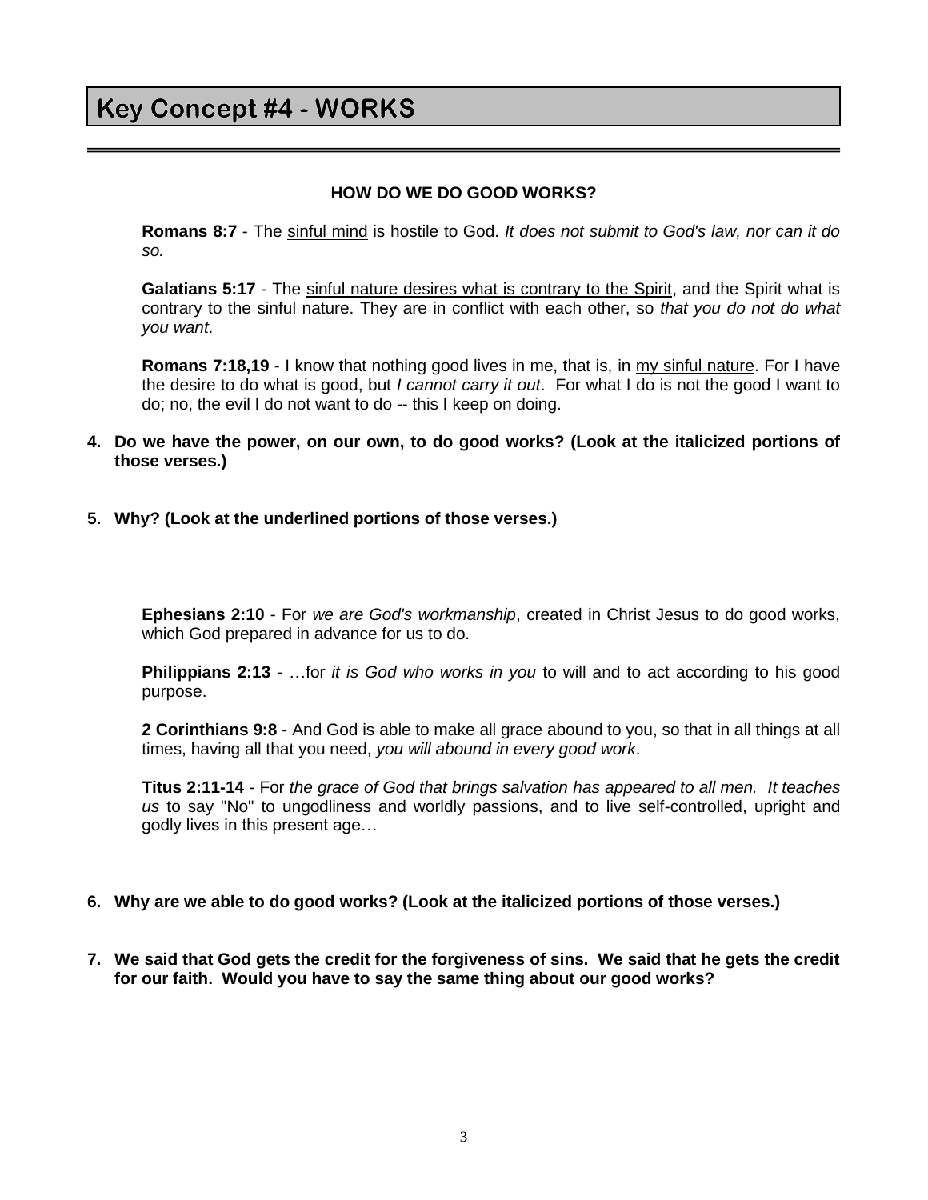# Key Concept #4 - WORKS

---

**HOW DO WE DO GOOD WORKS?**

**Romans 8:7** - The <u>sinful mind</u> is hostile to God. *It does not submit to God's law, nor can it do so.*

**Galatians 5:17** - The <u>sinful nature desires what is contrary to the Spirit</u>, and the Spirit what is contrary to the sinful nature. They are in conflict with each other, so *that you do not do what you want*.

**Romans 7:18,19** - I know that nothing good lives in me, that is, in <u>my sinful nature</u>. For I have the desire to do what is good, but *I cannot carry it out*. For what I do is not the good I want to do; no, the evil I do not want to do -- this I keep on doing.

**4. Do we have the power, on our own, to do good works? (Look at the italicized portions of those verses.)**

**5. Why? (Look at the underlined portions of those verses.)**

**Ephesians 2:10** - For *we are God's workmanship*, created in Christ Jesus to do good works, which God prepared in advance for us to do.

**Philippians 2:13** - …for *it is God who works in you* to will and to act according to his good purpose.

**2 Corinthians 9:8** - And God is able to make all grace abound to you, so that in all things at all times, having all that you need, *you will abound in every good work*.

**Titus 2:11-14** - For *the grace of God that brings salvation has appeared to all men. It teaches us* to say "No" to ungodliness and worldly passions, and to live self-controlled, upright and godly lives in this present age…

**6. Why are we able to do good works? (Look at the italicized portions of those verses.)**

**7. We said that God gets the credit for the forgiveness of sins. We said that he gets the credit for our faith. Would you have to say the same thing about our good works?**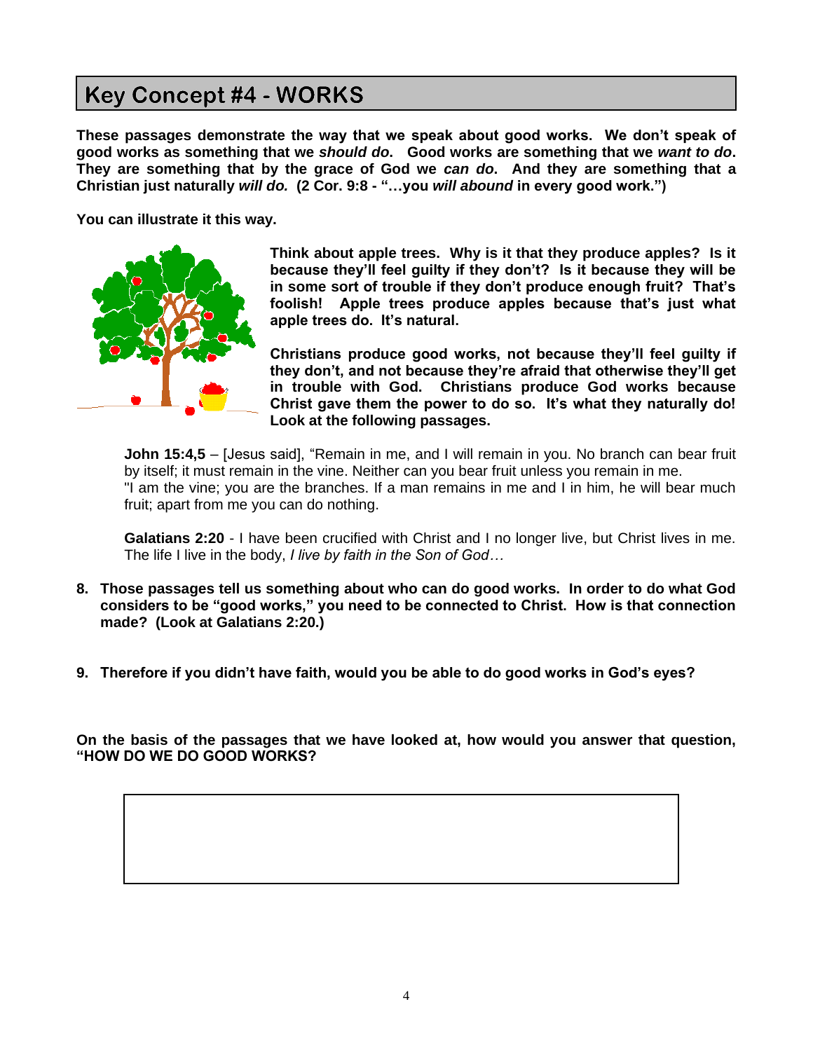# Key Concept #4 - WORKS

**These passages demonstrate the way that we speak about good works. We don't speak of good works as something that we *should do*. Good works are something that we *want to do*. They are something that by the grace of God we *can do*. And they are something that a Christian just naturally *will do.* (2 Cor. 9:8 - "…you *will abound* in every good work.")**

**You can illustrate it this way.**

**Think about apple trees. Why is it that they produce apples? Is it because they'll feel guilty if they don't? Is it because they will be in some sort of trouble if they don't produce enough fruit? That's foolish! Apple trees produce apples because that's just what apple trees do. It's natural.**

**Christians produce good works, not because they'll feel guilty if they don't, and not because they're afraid that otherwise they'll get in trouble with God. Christians produce God works because Christ gave them the power to do so. It's what they naturally do! Look at the following passages.**

> **John 15:4,5** – [Jesus said], "Remain in me, and I will remain in you. No branch can bear fruit by itself; it must remain in the vine. Neither can you bear fruit unless you remain in me.
> "I am the vine; you are the branches. If a man remains in me and I in him, he will bear much fruit; apart from me you can do nothing.
>
> **Galatians 2:20** - I have been crucified with Christ and I no longer live, but Christ lives in me. The life I live in the body, *I live by faith in the Son of God…*

8. **Those passages tell us something about who can do good works. In order to do what God considers to be "good works," you need to be connected to Christ. How is that connection made? (Look at Galatians 2:20.)**

9. **Therefore if you didn't have faith, would you be able to do good works in God's eyes?**

**On the basis of the passages that we have looked at, how would you answer that question, "HOW DO WE DO GOOD WORKS?**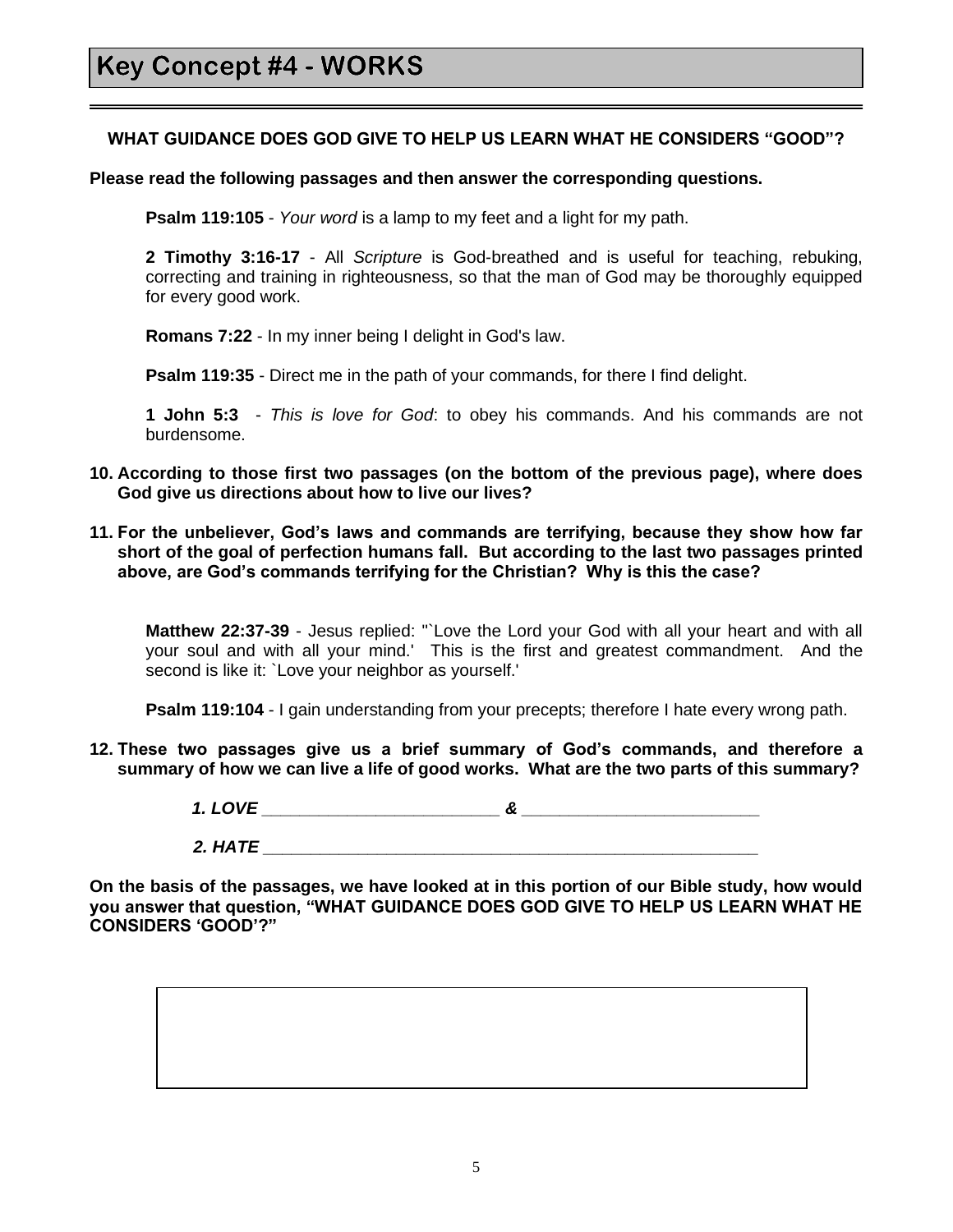# Key Concept #4 - WORKS

---

**WHAT GUIDANCE DOES GOD GIVE TO HELP US LEARN WHAT HE CONSIDERS "GOOD"?**

**Please read the following passages and then answer the corresponding questions.**

> **Psalm 119:105** - *Your word* is a lamp to my feet and a light for my path.
>
> **2 Timothy 3:16-17** - All *Scripture* is God-breathed and is useful for teaching, rebuking, correcting and training in righteousness, so that the man of God may be thoroughly equipped for every good work.
>
> **Romans 7:22** - In my inner being I delight in God's law.
>
> **Psalm 119:35** - Direct me in the path of your commands, for there I find delight.
>
> **1 John 5:3** - *This is love for God*: to obey his commands. And his commands are not burdensome.

**10. According to those first two passages (on the bottom of the previous page), where does God give us directions about how to live our lives?**

**11. For the unbeliever, God's laws and commands are terrifying, because they show how far short of the goal of perfection humans fall. But according to the last two passages printed above, are God's commands terrifying for the Christian? Why is this the case?**

> **Matthew 22:37-39** - Jesus replied: "`Love the Lord your God with all your heart and with all your soul and with all your mind.' This is the first and greatest commandment. And the second is like it: `Love your neighbor as yourself.'
>
> **Psalm 119:104** - I gain understanding from your precepts; therefore I hate every wrong path.

**12. These two passages give us a brief summary of God's commands, and therefore a summary of how we can live a life of good works. What are the two parts of this summary?**

***1. LOVE*** _________________________ ***&*** _________________________

***2. HATE*** ______________________________________________________

**On the basis of the passages, we have looked at in this portion of our Bible study, how would you answer that question, "WHAT GUIDANCE DOES GOD GIVE TO HELP US LEARN WHAT HE CONSIDERS 'GOOD'?"**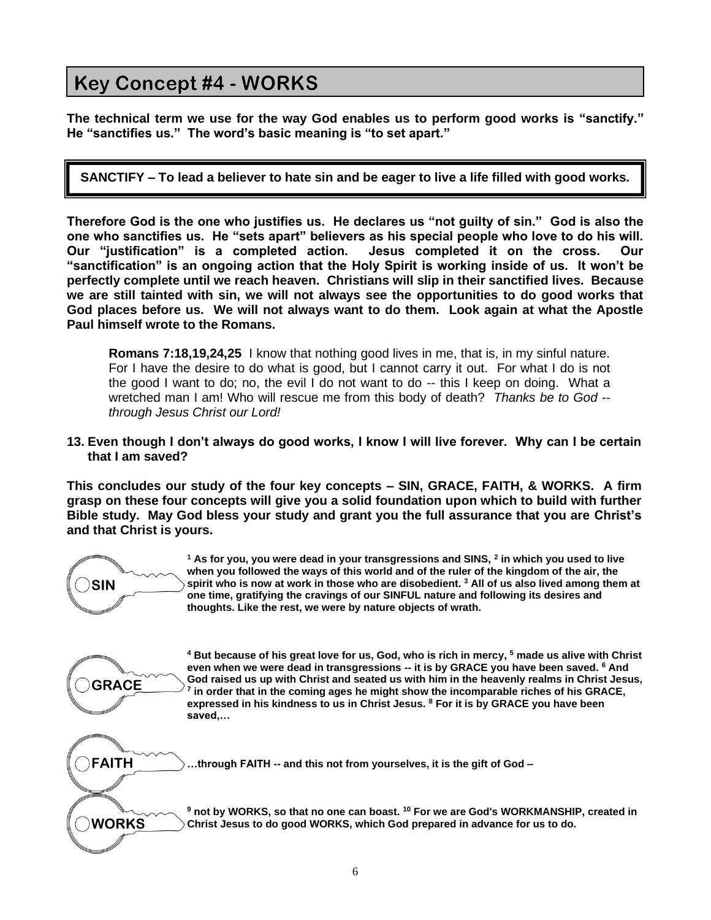## Key Concept #4 - WORKS

**The technical term we use for the way God enables us to perform good works is "sanctify." He "sanctifies us." The word's basic meaning is "to set apart."**

> **SANCTIFY – To lead a believer to hate sin and be eager to live a life filled with good works.**

**Therefore God is the one who justifies us. He declares us "not guilty of sin." God is also the one who sanctifies us. He "sets apart" believers as his special people who love to do his will. Our "justification" is a completed action. Jesus completed it on the cross. Our "sanctification" is an ongoing action that the Holy Spirit is working inside of us. It won't be perfectly complete until we reach heaven. Christians will slip in their sanctified lives. Because we are still tainted with sin, we will not always see the opportunities to do good works that God places before us. We will not always want to do them. Look again at what the Apostle Paul himself wrote to the Romans.**

> **Romans 7:18,19,24,25** I know that nothing good lives in me, that is, in my sinful nature. For I have the desire to do what is good, but I cannot carry it out. For what I do is not the good I want to do; no, the evil I do not want to do -- this I keep on doing. What a wretched man I am! Who will rescue me from this body of death? *Thanks be to God -- through Jesus Christ our Lord!*

**13. Even though I don't always do good works, I know I will live forever. Why can I be certain that I am saved?**

**This concludes our study of the four key concepts – SIN, GRACE, FAITH, & WORKS. A firm grasp on these four concepts will give you a solid foundation upon which to build with further Bible study. May God bless your study and grant you the full assurance that you are Christ's and that Christ is yours.**

**SIN**

**[1] As for you, you were dead in your transgressions and SINS, [2] in which you used to live when you followed the ways of this world and of the ruler of the kingdom of the air, the spirit who is now at work in those who are disobedient. [3] All of us also lived among them at one time, gratifying the cravings of our SINFUL nature and following its desires and thoughts. Like the rest, we were by nature objects of wrath.**

**GRACE**

**[4] But because of his great love for us, God, who is rich in mercy, [5] made us alive with Christ even when we were dead in transgressions -- it is by GRACE you have been saved. [6] And God raised us up with Christ and seated us with him in the heavenly realms in Christ Jesus, [7] in order that in the coming ages he might show the incomparable riches of his GRACE, expressed in his kindness to us in Christ Jesus. [8] For it is by GRACE you have been saved,…**

**FAITH**

**…through FAITH -- and this not from yourselves, it is the gift of God –**

**WORKS**

**[9] not by WORKS, so that no one can boast. [10] For we are God's WORKMANSHIP, created in Christ Jesus to do good WORKS, which God prepared in advance for us to do.**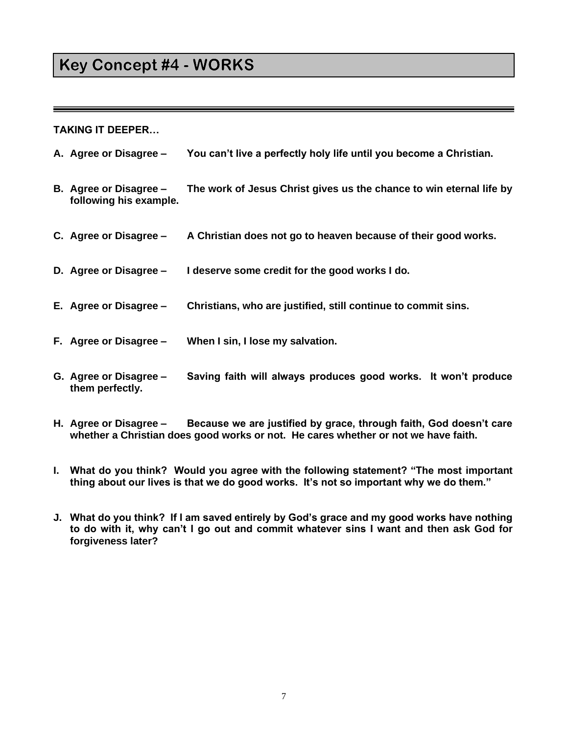# Key Concept #4 - WORKS

**TAKING IT DEEPER…**

**A. Agree or Disagree – You can't live a perfectly holy life until you become a Christian.**

**B. Agree or Disagree – The work of Jesus Christ gives us the chance to win eternal life by following his example.**

**C. Agree or Disagree – A Christian does not go to heaven because of their good works.**

**D. Agree or Disagree – I deserve some credit for the good works I do.**

**E. Agree or Disagree – Christians, who are justified, still continue to commit sins.**

**F. Agree or Disagree – When I sin, I lose my salvation.**

**G. Agree or Disagree – Saving faith will always produces good works. It won't produce them perfectly.**

**H. Agree or Disagree – Because we are justified by grace, through faith, God doesn't care whether a Christian does good works or not. He cares whether or not we have faith.**

**I. What do you think? Would you agree with the following statement? "The most important thing about our lives is that we do good works. It's not so important why we do them."**

**J. What do you think? If I am saved entirely by God's grace and my good works have nothing to do with it, why can't I go out and commit whatever sins I want and then ask God for forgiveness later?**